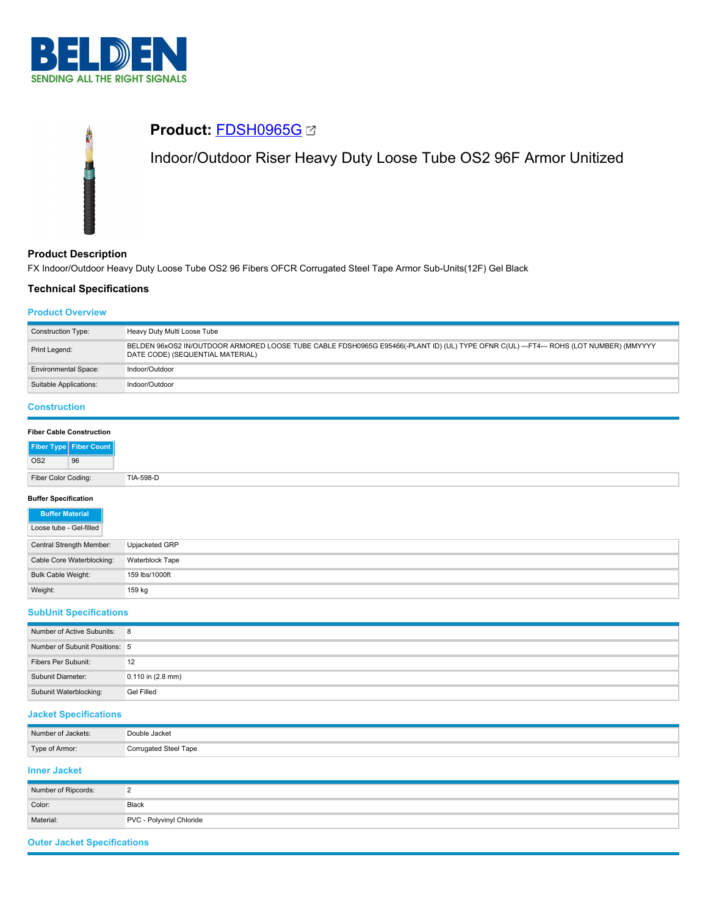BELDEN
SENDING ALL THE RIGHT SIGNALS

# Product: FDSH0965G

Indoor/Outdoor Riser Heavy Duty Loose Tube OS2 96F Armor Unitized

## Product Description

FX Indoor/Outdoor Heavy Duty Loose Tube OS2 96 Fibers OFCR Corrugated Steel Tape Armor Sub-Units(12F) Gel Black

## Technical Specifications

### Product Overview

| | |
|---|---|
| Construction Type: | Heavy Duty Multi Loose Tube |
| Print Legend: | BELDEN 96xOS2 IN/OUTDOOR ARMORED LOOSE TUBE CABLE FDSH0965G E95466(-PLANT ID) (UL) TYPE OFNR C(UL) ---FT4--- ROHS (LOT NUMBER) (MMYYYY DATE CODE) (SEQUENTIAL MATERIAL) |
| Environmental Space: | Indoor/Outdoor |
| Suitable Applications: | Indoor/Outdoor |

### Construction

**Fiber Cable Construction**

| Fiber Type | Fiber Count |
|---|---|
| OS2 | 96 |

| | |
|---|---|
| Fiber Color Coding: | TIA-598-D |

**Buffer Specification**

| Buffer Material |
|---|
| Loose tube - Gel-filled |

| | |
|---|---|
| Central Strength Member: | Upjacketed GRP |
| Cable Core Waterblocking: | Waterblock Tape |
| Bulk Cable Weight: | 159 lbs/1000ft |
| Weight: | 159 kg |

### SubUnit Specifications

| | |
|---|---|
| Number of Active Subunits: | 8 |
| Number of Subunit Positions: | 5 |
| Fibers Per Subunit: | 12 |
| Subunit Diameter: | 0.110 in (2.8 mm) |
| Subunit Waterblocking: | Gel Filled |

### Jacket Specifications

| | |
|---|---|
| Number of Jackets: | Double Jacket |
| Type of Armor: | Corrugated Steel Tape |

### Inner Jacket

| | |
|---|---|
| Number of Ripcords: | 2 |
| Color: | Black |
| Material: | PVC - Polyvinyl Chloride |

### Outer Jacket Specifications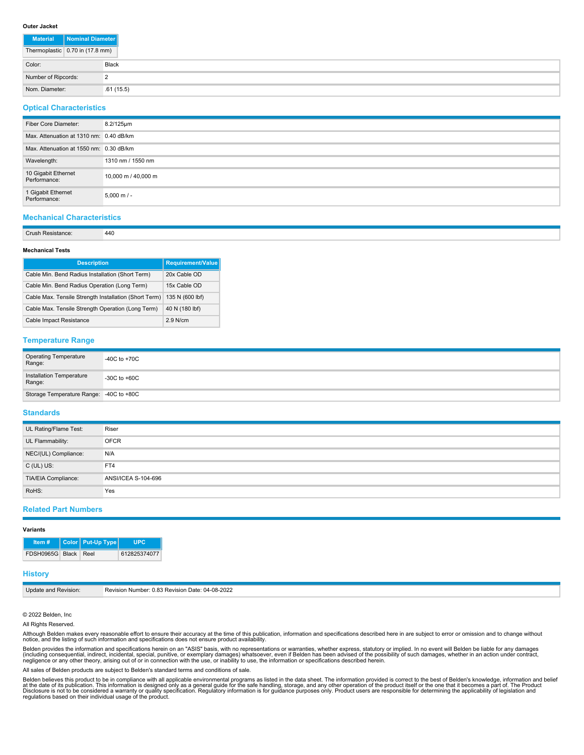**Outer Jacket**

| Material | Nominal Diameter |
|---|---|
| Thermoplastic | 0.70 in (17.8 mm) |

| | |
|---|---|
| Color: | Black |
| Number of Ripcords: | 2 |
| Nom. Diameter: | .61 (15.5) |

## Optical Characteristics

| | |
|---|---|
| Fiber Core Diameter: | 8.2/125µm |
| Max. Attenuation at 1310 nm: | 0.40 dB/km |
| Max. Attenuation at 1550 nm: | 0.30 dB/km |
| Wavelength: | 1310 nm / 1550 nm |
| 10 Gigabit Ethernet Performance: | 10,000 m / 40,000 m |
| 1 Gigabit Ethernet Performance: | 5,000 m / - |

## Mechanical Characteristics

| | |
|---|---|
| Crush Resistance: | 440 |

**Mechanical Tests**

| Description | Requirement/Value |
|---|---|
| Cable Min. Bend Radius Installation (Short Term) | 20x Cable OD |
| Cable Min. Bend Radius Operation (Long Term) | 15x Cable OD |
| Cable Max. Tensile Strength Installation (Short Term) | 135 N (600 lbf) |
| Cable Max. Tensile Strength Operation (Long Term) | 40 N (180 lbf) |
| Cable Impact Resistance | 2.9 N/cm |

## Temperature Range

| | |
|---|---|
| Operating Temperature Range: | -40C to +70C |
| Installation Temperature Range: | -30C to +60C |
| Storage Temperature Range: | -40C to +80C |

## Standards

| | |
|---|---|
| UL Rating/Flame Test: | Riser |
| UL Flammability: | OFCR |
| NEC/(UL) Compliance: | N/A |
| C (UL) US: | FT4 |
| TIA/EIA Compliance: | ANSI/ICEA S-104-696 |
| RoHS: | Yes |

## Related Part Numbers

**Variants**

| Item # | Color | Put-Up Type | UPC |
|---|---|---|---|
| FDSH0965G | Black | Reel | 612825374077 |

## History

| | |
|---|---|
| Update and Revision: | Revision Number: 0.83 Revision Date: 04-08-2022 |

© 2022 Belden, Inc

All Rights Reserved.

Although Belden makes every reasonable effort to ensure their accuracy at the time of this publication, information and specifications described here in are subject to error or omission and to change without notice, and the listing of such information and specifications does not ensure product availability.

Belden provides the information and specifications herein on an "ASIS" basis, with no representations or warranties, whether express, statutory or implied. In no event will Belden be liable for any damages (including consequential, indirect, incidental, special, punitive, or exemplary damages) whatsoever, even if Belden has been advised of the possibility of such damages, whether in an action under contract, negligence or any other theory, arising out of or in connection with the use, or inability to use, the information or specifications described herein.

All sales of Belden products are subject to Belden's standard terms and conditions of sale.

Belden believes this product to be in compliance with all applicable environmental programs as listed in the data sheet. The information provided is correct to the best of Belden's knowledge, information and belief at the date of its publication. This information is designed only as a general guide for the safe handling, storage, and any other operation of the product itself or the one that it becomes a part of. The Product Disclosure is not to be considered a warranty or quality specification. Regulatory information is for guidance purposes only. Product users are responsible for determining the applicability of legislation and regulations based on their individual usage of the product.